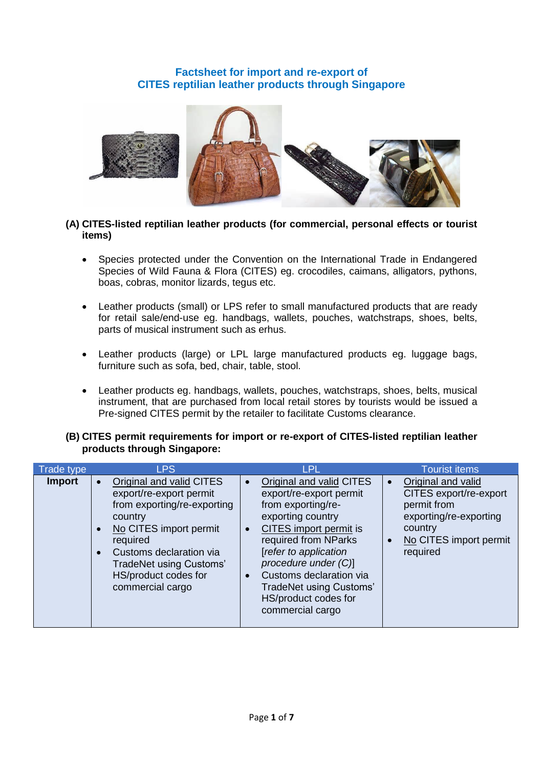# Factsheet for import and re-export of CITES reptilian leather products through Singapore

## (A) CITES-listed reptilian leather products (for commercial, personal effects or tourist items)

- Species protected under the Convention on the International Trade in Endangered Species of Wild Fauna & Flora (CITES) eg. crocodiles, caimans, alligators, pythons, boas, cobras, monitor lizards, tegus etc.
- Leather products (small) or LPS refer to small manufactured products that are ready for retail sale/end-use eg. handbags, wallets, pouches, watchstraps, shoes, belts, parts of musical instrument such as erhus.
- Leather products (large) or LPL large manufactured products eg. luggage bags, furniture such as sofa, bed, chair, table, stool.
- Leather products eg. handbags, wallets, pouches, watchstraps, shoes, belts, musical instrument, that are purchased from local retail stores by tourists would be issued a Pre-signed CITES permit by the retailer to facilitate Customs clearance.

## (B) CITES permit requirements for import or re-export of CITES-listed reptilian leather products through Singapore:

| Trade type | LPS | LPL | Tourist items |
|---|---|---|---|
| **Import** | • Original and valid CITES export/re-export permit from exporting/re-exporting country<br>• No CITES import permit required<br>• Customs declaration via TradeNet using Customs' HS/product codes for commercial cargo | • Original and valid CITES export/re-export permit from exporting/re-exporting country<br>• CITES import permit is required from NParks [*refer to application procedure under (C)*]<br>• Customs declaration via TradeNet using Customs' HS/product codes for commercial cargo | • Original and valid CITES export/re-export permit from exporting/re-exporting country<br>• No CITES import permit required |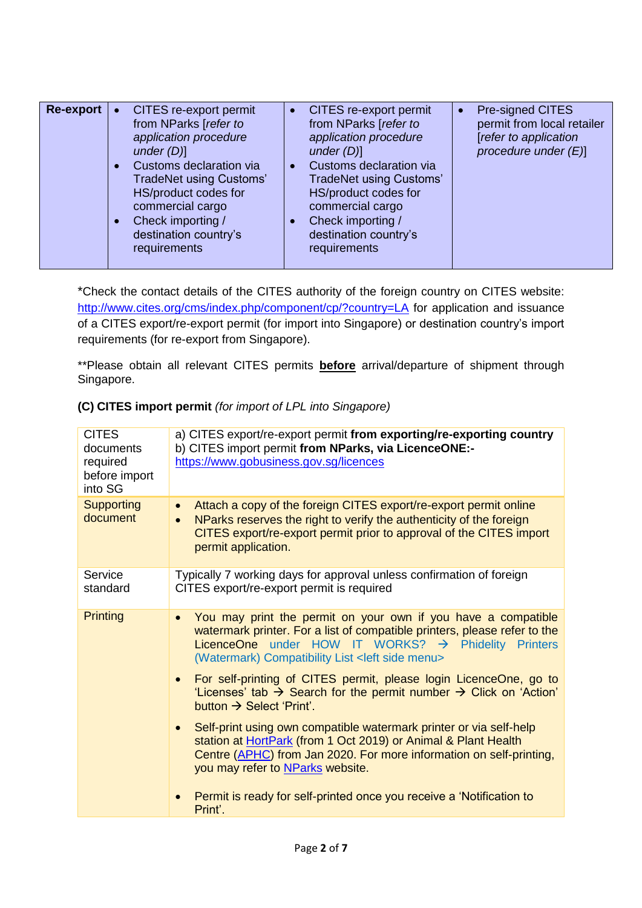| Re-export | | | |
|---|---|---|---|
| **Re-export** | • CITES re-export permit from NParks [*refer to application procedure under (D)*]<br>• Customs declaration via TradeNet using Customs' HS/product codes for commercial cargo<br>• Check importing / destination country's requirements | • CITES re-export permit from NParks [*refer to application procedure under (D)*]<br>• Customs declaration via TradeNet using Customs' HS/product codes for commercial cargo<br>• Check importing / destination country's requirements | • Pre-signed CITES permit from local retailer [*refer to application procedure under (E)*] |

*Check the contact details of the CITES authority of the foreign country on CITES website: http://www.cites.org/cms/index.php/component/cp/?country=LA for application and issuance of a CITES export/re-export permit (for import into Singapore) or destination country's import requirements (for re-export from Singapore).

**Please obtain all relevant CITES permits **before** arrival/departure of shipment through Singapore.

**(C) CITES import permit** *(for import of LPL into Singapore)*

| CITES documents required before import into SG | a) CITES export/re-export permit **from exporting/re-exporting country**<br>b) CITES import permit **from NParks, via LicenceONE:-** https://www.gobusiness.gov.sg/licences |
|---|---|
| Supporting document | • Attach a copy of the foreign CITES export/re-export permit online<br>• NParks reserves the right to verify the authenticity of the foreign CITES export/re-export permit prior to approval of the CITES import permit application. |
| Service standard | Typically 7 working days for approval unless confirmation of foreign CITES export/re-export permit is required |
| Printing | • You may print the permit on your own if you have a compatible watermark printer. For a list of compatible printers, please refer to the LicenceOne under HOW IT WORKS? → Phidelity Printers (Watermark) Compatibility List <left side menu><br>• For self-printing of CITES permit, please login LicenceOne, go to 'Licenses' tab → Search for the permit number → Click on 'Action' button → Select 'Print'.<br>• Self-print using own compatible watermark printer or via self-help station at HortPark (from 1 Oct 2019) or Animal & Plant Health Centre (APHC) from Jan 2020. For more information on self-printing, you may refer to NParks website.<br>• Permit is ready for self-printed once you receive a 'Notification to Print'. |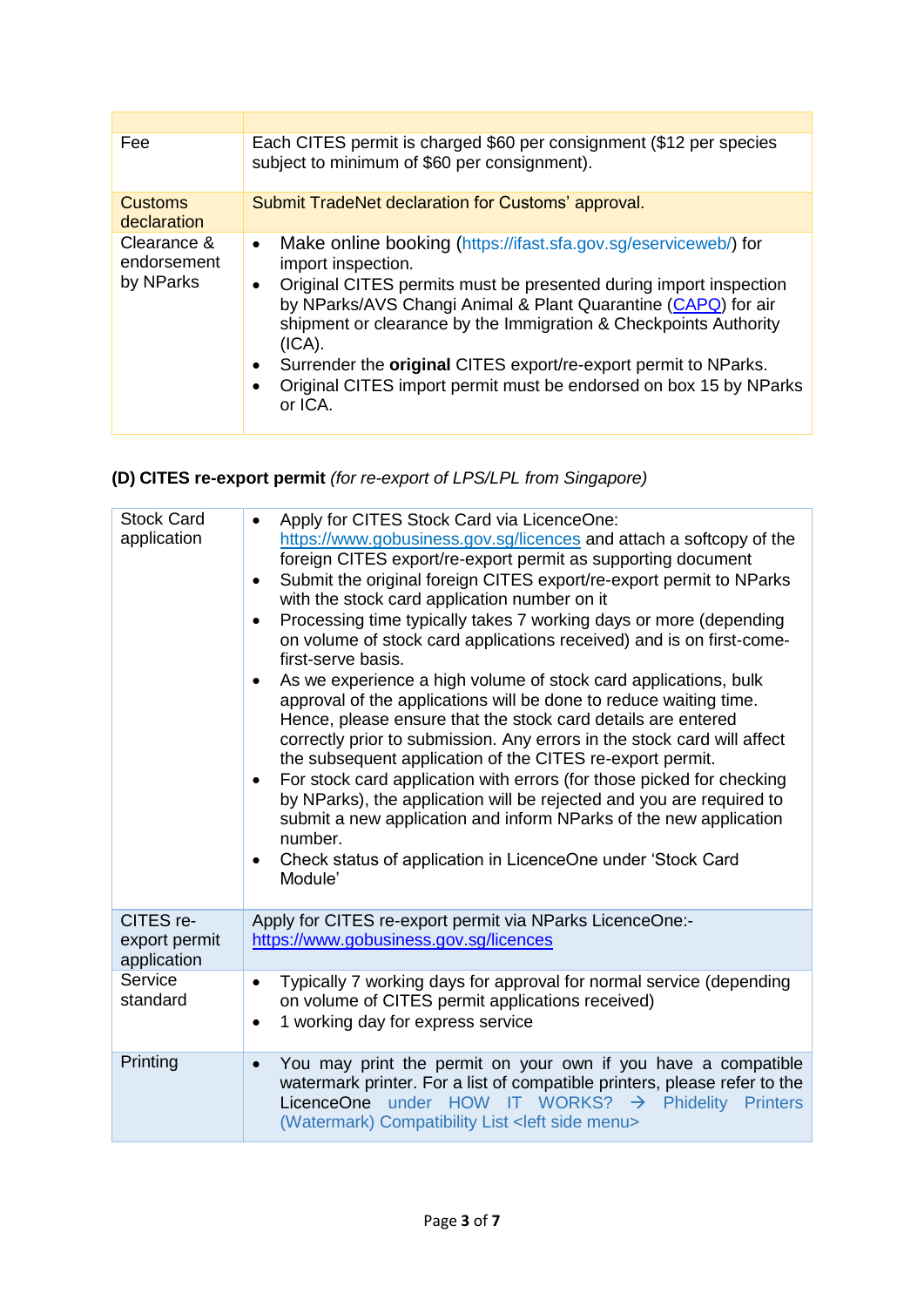| | |
|---|---|
| Fee | Each CITES permit is charged $60 per consignment ($12 per species subject to minimum of $60 per consignment). |
| Customs declaration | Submit TradeNet declaration for Customs' approval. |
| Clearance & endorsement by NParks | • Make online booking (https://ifast.sfa.gov.sg/eserviceweb/) for import inspection.<br>• Original CITES permits must be presented during import inspection by NParks/AVS Changi Animal & Plant Quarantine (CAPQ) for air shipment or clearance by the Immigration & Checkpoints Authority (ICA).<br>• Surrender the **original** CITES export/re-export permit to NParks.<br>• Original CITES import permit must be endorsed on box 15 by NParks or ICA. |

**(D) CITES re-export permit** *(for re-export of LPS/LPL from Singapore)*

| | |
|---|---|
| Stock Card application | • Apply for CITES Stock Card via LicenceOne: https://www.gobusiness.gov.sg/licences and attach a softcopy of the foreign CITES export/re-export permit as supporting document<br>• Submit the original foreign CITES export/re-export permit to NParks with the stock card application number on it<br>• Processing time typically takes 7 working days or more (depending on volume of stock card applications received) and is on first-come-first-serve basis.<br>• As we experience a high volume of stock card applications, bulk approval of the applications will be done to reduce waiting time. Hence, please ensure that the stock card details are entered correctly prior to submission. Any errors in the stock card will affect the subsequent application of the CITES re-export permit.<br>• For stock card application with errors (for those picked for checking by NParks), the application will be rejected and you are required to submit a new application and inform NParks of the new application number.<br>• Check status of application in LicenceOne under 'Stock Card Module' |
| CITES re-export permit application | Apply for CITES re-export permit via NParks LicenceOne:- https://www.gobusiness.gov.sg/licences |
| Service standard | • Typically 7 working days for approval for normal service (depending on volume of CITES permit applications received)<br>• 1 working day for express service |
| Printing | • You may print the permit on your own if you have a compatible watermark printer. For a list of compatible printers, please refer to the LicenceOne under HOW IT WORKS? → Phidelity Printers (Watermark) Compatibility List <left side menu> |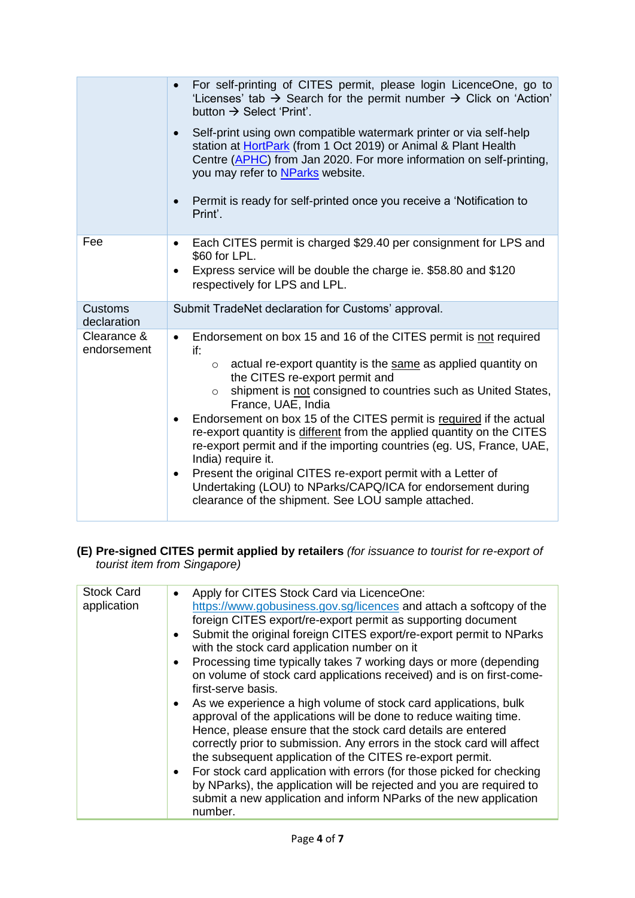| | |
|---|---|
| | • For self-printing of CITES permit, please login LicenceOne, go to 'Licenses' tab → Search for the permit number → Click on 'Action' button → Select 'Print'.<br>• Self-print using own compatible watermark printer or via self-help station at [HortPark](#) (from 1 Oct 2019) or Animal & Plant Health Centre ([APHC](#)) from Jan 2020. For more information on self-printing, you may refer to [NParks](#) website.<br>• Permit is ready for self-printed once you receive a 'Notification to Print'. |
| Fee | • Each CITES permit is charged $29.40 per consignment for LPS and $60 for LPL.<br>• Express service will be double the charge ie. $58.80 and $120 respectively for LPS and LPL. |
| Customs declaration | Submit TradeNet declaration for Customs' approval. |
| Clearance & endorsement | • Endorsement on box 15 and 16 of the CITES permit is <u>not</u> required if:<br>&nbsp;&nbsp;&nbsp;&nbsp;○ actual re-export quantity is the <u>same</u> as applied quantity on the CITES re-export permit and<br>&nbsp;&nbsp;&nbsp;&nbsp;○ shipment is <u>not</u> consigned to countries such as United States, France, UAE, India<br>• Endorsement on box 15 of the CITES permit is <u>required</u> if the actual re-export quantity is <u>different</u> from the applied quantity on the CITES re-export permit and if the importing countries (eg. US, France, UAE, India) require it.<br>• Present the original CITES re-export permit with a Letter of Undertaking (LOU) to NParks/CAPQ/ICA for endorsement during clearance of the shipment. See LOU sample attached. |

**(E) Pre-signed CITES permit applied by retailers** *(for issuance to tourist for re-export of tourist item from Singapore)*

| | |
|---|---|
| Stock Card application | • Apply for CITES Stock Card via LicenceOne: https://www.gobusiness.gov.sg/licences and attach a softcopy of the foreign CITES export/re-export permit as supporting document<br>• Submit the original foreign CITES export/re-export permit to NParks with the stock card application number on it<br>• Processing time typically takes 7 working days or more (depending on volume of stock card applications received) and is on first-come-first-serve basis.<br>• As we experience a high volume of stock card applications, bulk approval of the applications will be done to reduce waiting time. Hence, please ensure that the stock card details are entered correctly prior to submission. Any errors in the stock card will affect the subsequent application of the CITES re-export permit.<br>• For stock card application with errors (for those picked for checking by NParks), the application will be rejected and you are required to submit a new application and inform NParks of the new application number. |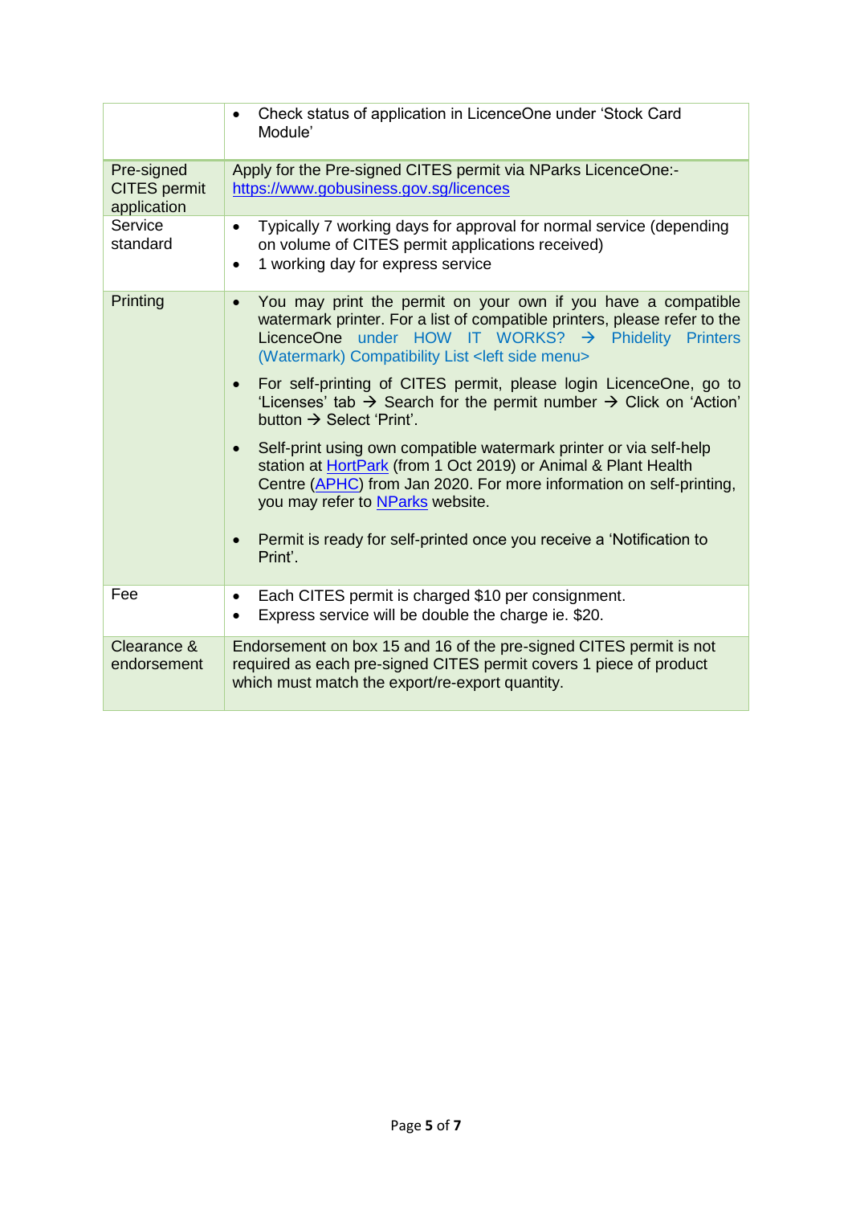| | |
|---|---|
| | • Check status of application in LicenceOne under 'Stock Card Module' |
| Pre-signed CITES permit application | Apply for the Pre-signed CITES permit via NParks LicenceOne:- [https://www.gobusiness.gov.sg/licences](https://www.gobusiness.gov.sg/licences) |
| Service standard | • Typically 7 working days for approval for normal service (depending on volume of CITES permit applications received)<br>• 1 working day for express service |
| Printing | • You may print the permit on your own if you have a compatible watermark printer. For a list of compatible printers, please refer to the LicenceOne under HOW IT WORKS? → Phidelity Printers (Watermark) Compatibility List <left side menu><br>• For self-printing of CITES permit, please login LicenceOne, go to 'Licenses' tab → Search for the permit number → Click on 'Action' button → Select 'Print'.<br>• Self-print using own compatible watermark printer or via self-help station at HortPark (from 1 Oct 2019) or Animal & Plant Health Centre (APHC) from Jan 2020. For more information on self-printing, you may refer to NParks website.<br>• Permit is ready for self-printed once you receive a 'Notification to Print'. |
| Fee | • Each CITES permit is charged $10 per consignment.<br>• Express service will be double the charge ie. $20. |
| Clearance & endorsement | Endorsement on box 15 and 16 of the pre-signed CITES permit is not required as each pre-signed CITES permit covers 1 piece of product which must match the export/re-export quantity. |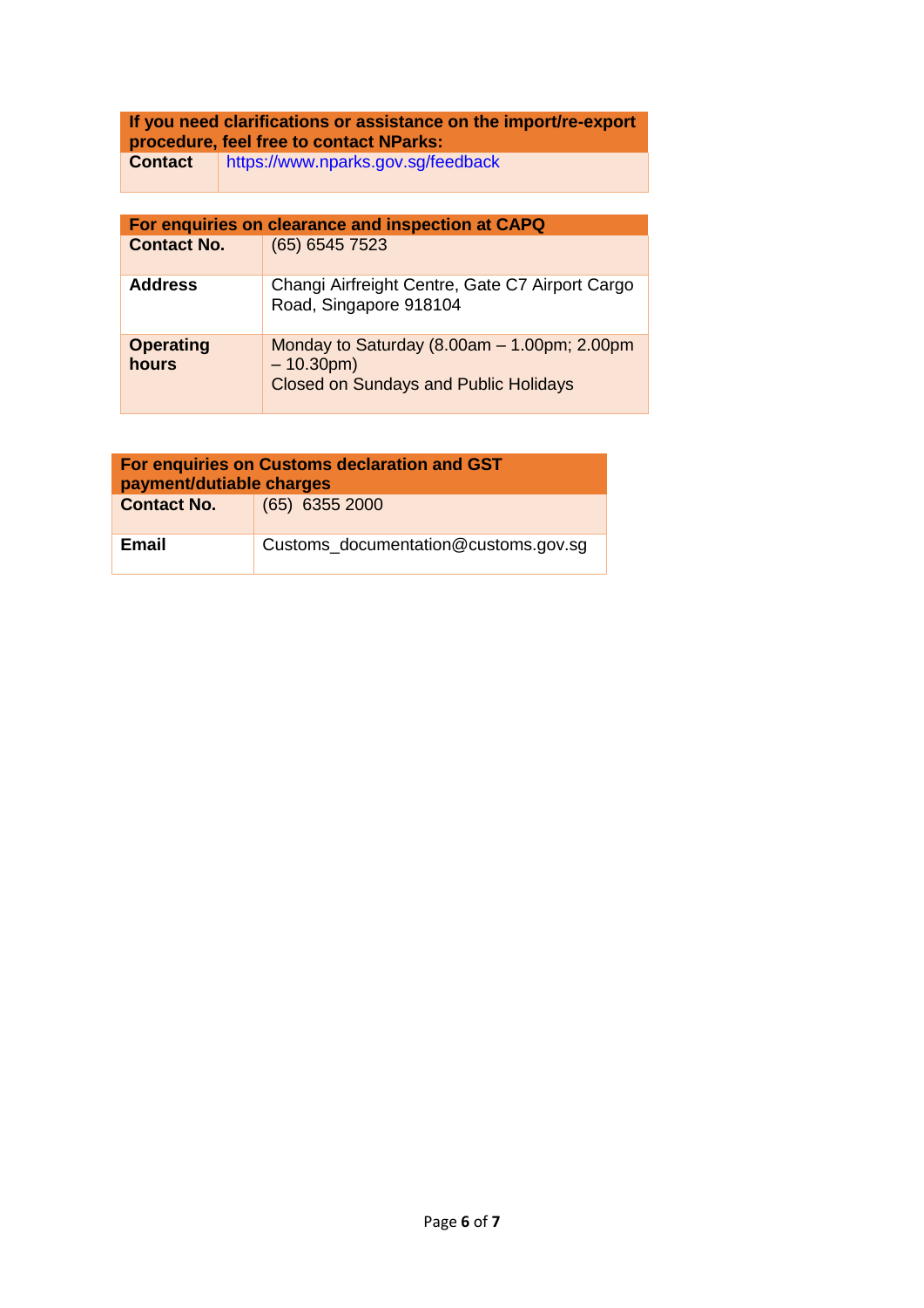| If you need clarifications or assistance on the import/re-export procedure, feel free to contact NParks: | |
|---|---|
| **Contact** | https://www.nparks.gov.sg/feedback |

| For enquiries on clearance and inspection at CAPQ | |
|---|---|
| **Contact No.** | (65) 6545 7523 |
| **Address** | Changi Airfreight Centre, Gate C7 Airport Cargo Road, Singapore 918104 |
| **Operating hours** | Monday to Saturday (8.00am – 1.00pm; 2.00pm – 10.30pm)<br>Closed on Sundays and Public Holidays |

| For enquiries on Customs declaration and GST payment/dutiable charges | |
|---|---|
| **Contact No.** | (65) 6355 2000 |
| **Email** | Customs_documentation@customs.gov.sg |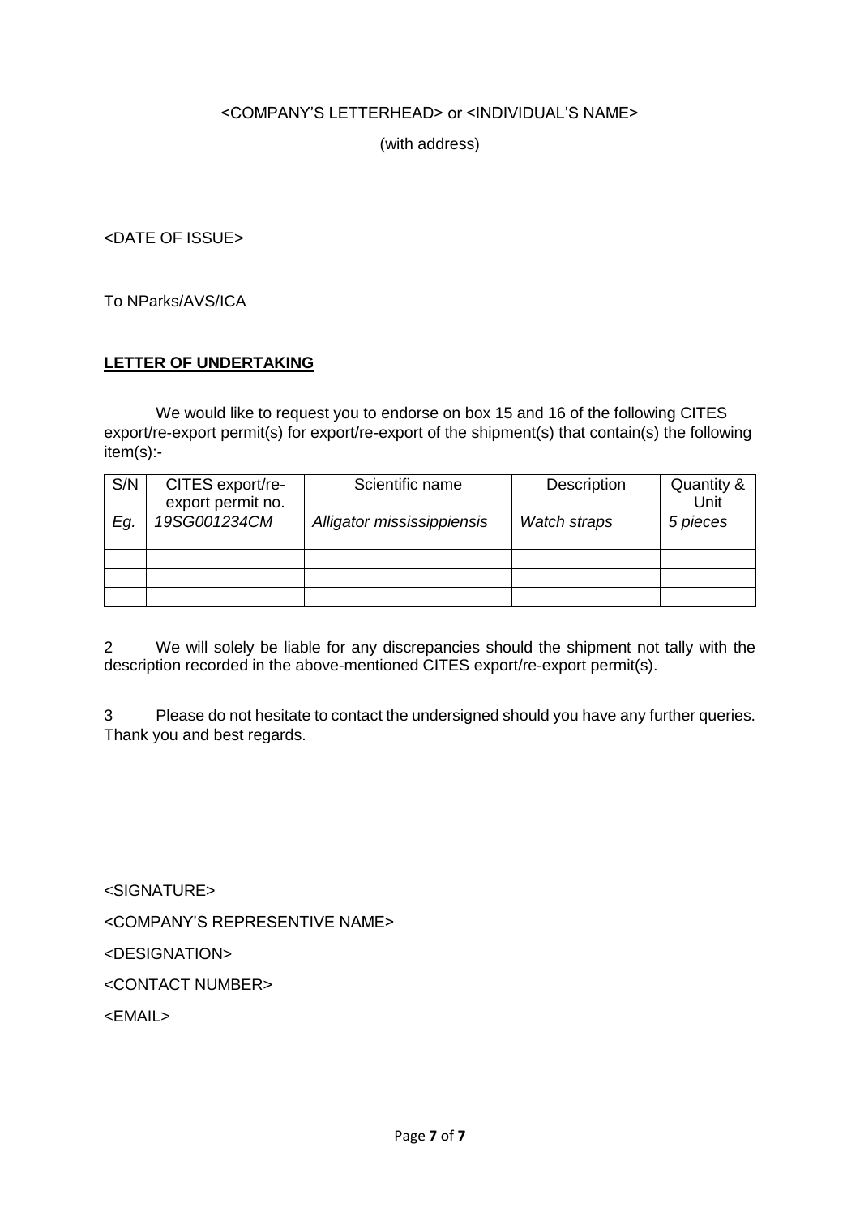<COMPANY'S LETTERHEAD> or <INDIVIDUAL'S NAME>

(with address)

<DATE OF ISSUE>

To NParks/AVS/ICA

**LETTER OF UNDERTAKING**

We would like to request you to endorse on box 15 and 16 of the following CITES export/re-export permit(s) for export/re-export of the shipment(s) that contain(s) the following item(s):-

| S/N | CITES export/re-export permit no. | Scientific name | Description | Quantity & Unit |
|---|---|---|---|---|
| *Eg.* | *19SG001234CM* | *Alligator mississippiensis* | *Watch straps* | *5 pieces* |
| | | | | |
| | | | | |
| | | | | |

2 We will solely be liable for any discrepancies should the shipment not tally with the description recorded in the above-mentioned CITES export/re-export permit(s).

3 Please do not hesitate to contact the undersigned should you have any further queries. Thank you and best regards.

<SIGNATURE>

<COMPANY'S REPRESENTIVE NAME>

<DESIGNATION>

<CONTACT NUMBER>

<EMAIL>